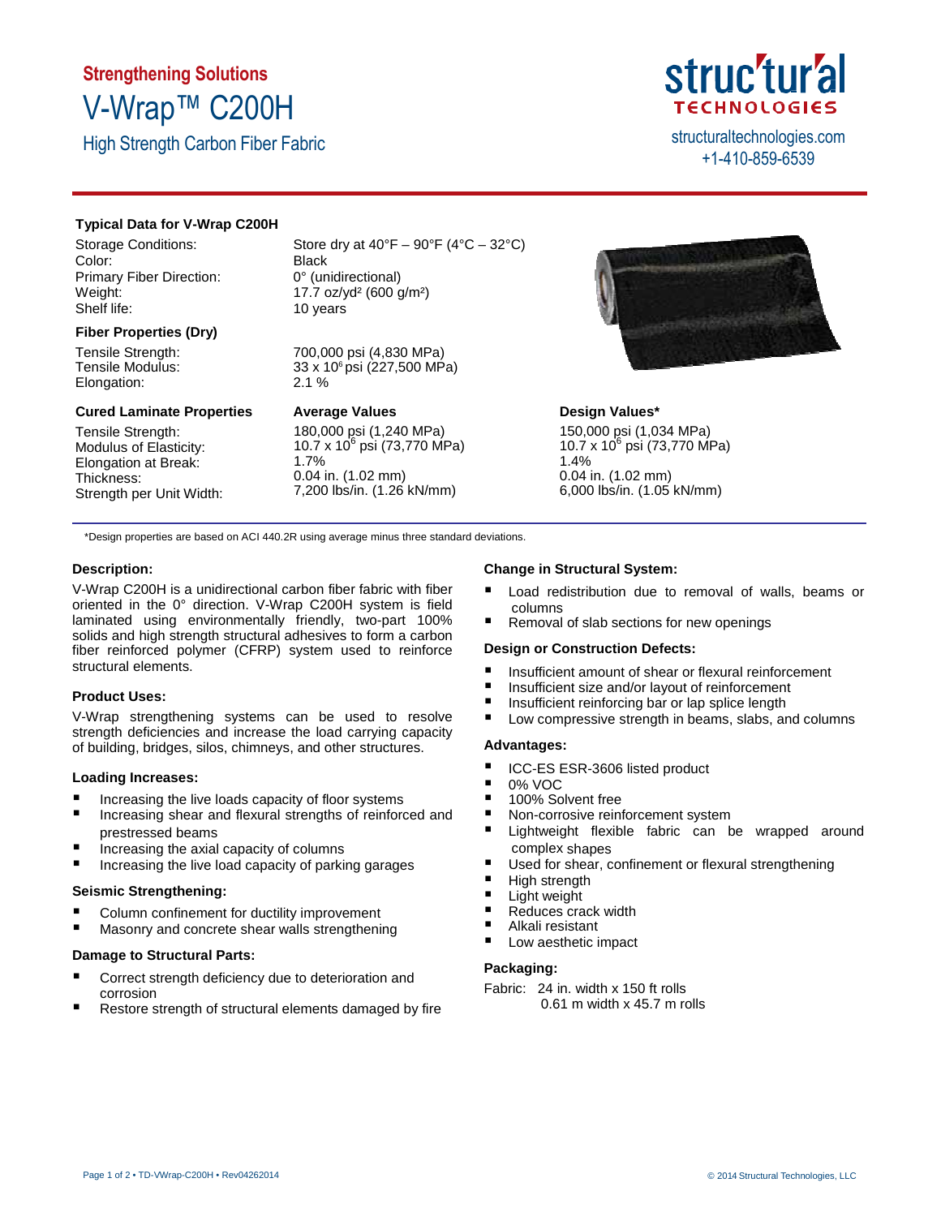**Strengthening Solutions**

# V-Wrap™ C200H

## High Strength Carbon Fiber Fabric

structural TECHNOLOGIES
structuraltechnologies.com
+1-410-859-6539

### Typical Data for V-Wrap C200H

| | |
|---|---|
| Storage Conditions: | Store dry at 40°F – 90°F (4°C – 32°C) |
| Color: | Black |
| Primary Fiber Direction: | 0° (unidirectional) |
| Weight: | 17.7 oz/yd² (600 g/m²) |
| Shelf life: | 10 years |

### Fiber Properties (Dry)

| | |
|---|---|
| Tensile Strength: | 700,000 psi (4,830 MPa) |
| Tensile Modulus: | 33 x $10^6$ psi (227,500 MPa) |
| Elongation: | 2.1 % |

| Cured Laminate Properties | Average Values | Design Values* |
|---|---|---|
| Tensile Strength: | 180,000 psi (1,240 MPa) | 150,000 psi (1,034 MPa) |
| Modulus of Elasticity: | 10.7 x $10^6$ psi (73,770 MPa) | 10.7 x $10^6$ psi (73,770 MPa) |
| Elongation at Break: | 1.7% | 1.4% |
| Thickness: | 0.04 in. (1.02 mm) | 0.04 in. (1.02 mm) |
| Strength per Unit Width: | 7,200 lbs/in. (1.26 kN/mm) | 6,000 lbs/in. (1.05 kN/mm) |

*Design properties are based on ACI 440.2R using average minus three standard deviations.

### Description:

V-Wrap C200H is a unidirectional carbon fiber fabric with fiber oriented in the 0° direction. V-Wrap C200H system is field laminated using environmentally friendly, two-part 100% solids and high strength structural adhesives to form a carbon fiber reinforced polymer (CFRP) system used to reinforce structural elements.

### Product Uses:

V-Wrap strengthening systems can be used to resolve strength deficiencies and increase the load carrying capacity of building, bridges, silos, chimneys, and other structures.

### Loading Increases:

- Increasing the live loads capacity of floor systems
- Increasing shear and flexural strengths of reinforced and prestressed beams
- Increasing the axial capacity of columns
- Increasing the live load capacity of parking garages

### Seismic Strengthening:

- Column confinement for ductility improvement
- Masonry and concrete shear walls strengthening

### Damage to Structural Parts:

- Correct strength deficiency due to deterioration and corrosion
- Restore strength of structural elements damaged by fire

### Change in Structural System:

- Load redistribution due to removal of walls, beams or columns
- Removal of slab sections for new openings

### Design or Construction Defects:

- Insufficient amount of shear or flexural reinforcement
- Insufficient size and/or layout of reinforcement
- Insufficient reinforcing bar or lap splice length
- Low compressive strength in beams, slabs, and columns

### Advantages:

- ICC-ES ESR-3606 listed product
- 0% VOC
- 100% Solvent free
- Non-corrosive reinforcement system
- Lightweight flexible fabric can be wrapped around complex shapes
- Used for shear, confinement or flexural strengthening
- High strength
- Light weight
- Reduces crack width
- Alkali resistant
- Low aesthetic impact

### Packaging:

Fabric: 24 in. width x 150 ft rolls
0.61 m width x 45.7 m rolls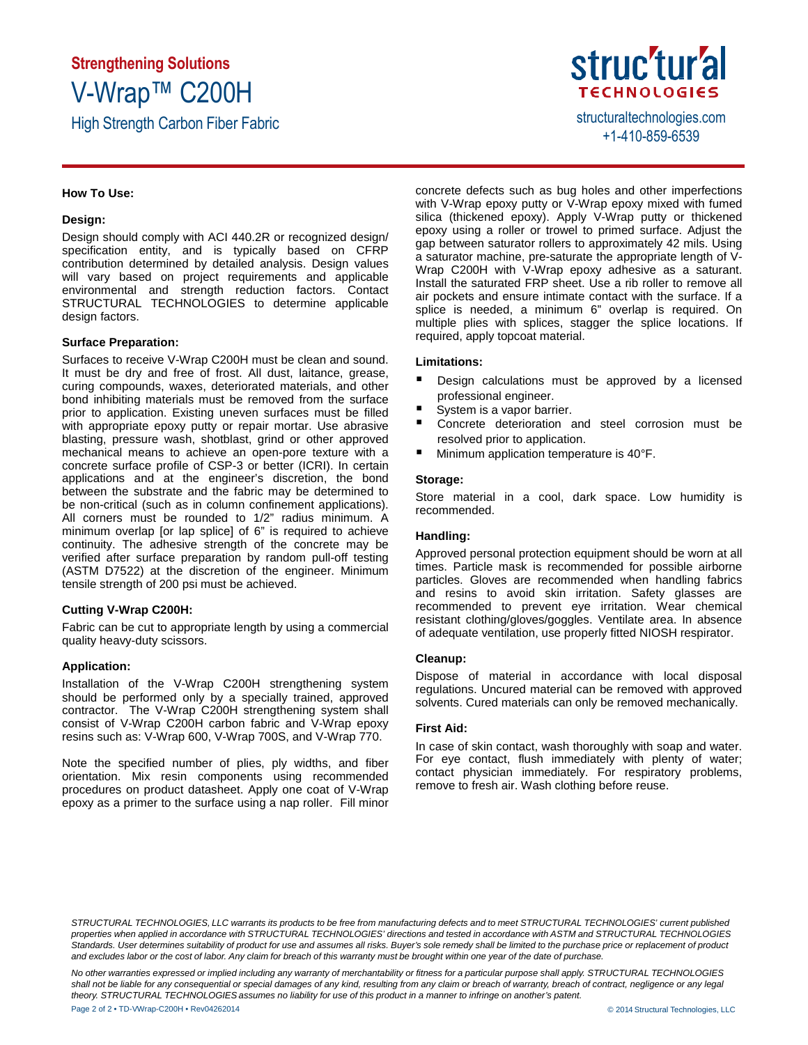# Strengthening Solutions

# V-Wrap™ C200H

High Strength Carbon Fiber Fabric

structuraltechnologies.com
+1-410-859-6539

**How To Use:**

**Design:**

Design should comply with ACI 440.2R or recognized design/ specification entity, and is typically based on CFRP contribution determined by detailed analysis. Design values will vary based on project requirements and applicable environmental and strength reduction factors. Contact STRUCTURAL TECHNOLOGIES to determine applicable design factors.

**Surface Preparation:**

Surfaces to receive V-Wrap C200H must be clean and sound. It must be dry and free of frost. All dust, laitance, grease, curing compounds, waxes, deteriorated materials, and other bond inhibiting materials must be removed from the surface prior to application. Existing uneven surfaces must be filled with appropriate epoxy putty or repair mortar. Use abrasive blasting, pressure wash, shotblast, grind or other approved mechanical means to achieve an open-pore texture with a concrete surface profile of CSP-3 or better (ICRI). In certain applications and at the engineer's discretion, the bond between the substrate and the fabric may be determined to be non-critical (such as in column confinement applications). All corners must be rounded to 1/2" radius minimum. A minimum overlap [or lap splice] of 6" is required to achieve continuity. The adhesive strength of the concrete may be verified after surface preparation by random pull-off testing (ASTM D7522) at the discretion of the engineer. Minimum tensile strength of 200 psi must be achieved.

**Cutting V-Wrap C200H:**

Fabric can be cut to appropriate length by using a commercial quality heavy-duty scissors.

**Application:**

Installation of the V-Wrap C200H strengthening system should be performed only by a specially trained, approved contractor. The V-Wrap C200H strengthening system shall consist of V-Wrap C200H carbon fabric and V-Wrap epoxy resins such as: V-Wrap 600, V-Wrap 700S, and V-Wrap 770.

Note the specified number of plies, ply widths, and fiber orientation. Mix resin components using recommended procedures on product datasheet. Apply one coat of V-Wrap epoxy as a primer to the surface using a nap roller. Fill minor concrete defects such as bug holes and other imperfections with V-Wrap epoxy putty or V-Wrap epoxy mixed with fumed silica (thickened epoxy). Apply V-Wrap putty or thickened epoxy using a roller or trowel to primed surface. Adjust the gap between saturator rollers to approximately 42 mils. Using a saturator machine, pre-saturate the appropriate length of V-Wrap C200H with V-Wrap epoxy adhesive as a saturant. Install the saturated FRP sheet. Use a rib roller to remove all air pockets and ensure intimate contact with the surface. If a splice is needed, a minimum 6" overlap is required. On multiple plies with splices, stagger the splice locations. If required, apply topcoat material.

**Limitations:**

- Design calculations must be approved by a licensed professional engineer.
- System is a vapor barrier.
- Concrete deterioration and steel corrosion must be resolved prior to application.
- Minimum application temperature is 40°F.

**Storage:**

Store material in a cool, dark space. Low humidity is recommended.

**Handling:**

Approved personal protection equipment should be worn at all times. Particle mask is recommended for possible airborne particles. Gloves are recommended when handling fabrics and resins to avoid skin irritation. Safety glasses are recommended to prevent eye irritation. Wear chemical resistant clothing/gloves/goggles. Ventilate area. In absence of adequate ventilation, use properly fitted NIOSH respirator.

**Cleanup:**

Dispose of material in accordance with local disposal regulations. Uncured material can be removed with approved solvents. Cured materials can only be removed mechanically.

**First Aid:**

In case of skin contact, wash thoroughly with soap and water. For eye contact, flush immediately with plenty of water; contact physician immediately. For respiratory problems, remove to fresh air. Wash clothing before reuse.

*STRUCTURAL TECHNOLOGIES, LLC warrants its products to be free from manufacturing defects and to meet STRUCTURAL TECHNOLOGIES' current published properties when applied in accordance with STRUCTURAL TECHNOLOGIES' directions and tested in accordance with ASTM and STRUCTURAL TECHNOLOGIES Standards. User determines suitability of product for use and assumes all risks. Buyer's sole remedy shall be limited to the purchase price or replacement of product and excludes labor or the cost of labor. Any claim for breach of this warranty must be brought within one year of the date of purchase.*

*No other warranties expressed or implied including any warranty of merchantability or fitness for a particular purpose shall apply. STRUCTURAL TECHNOLOGIES shall not be liable for any consequential or special damages of any kind, resulting from any claim or breach of warranty, breach of contract, negligence or any legal theory. STRUCTURAL TECHNOLOGIES assumes no liability for use of this product in a manner to infringe on another's patent.*

TD-VWrap-C200H • Rev04262014

© 2014 Structural Technologies, LLC